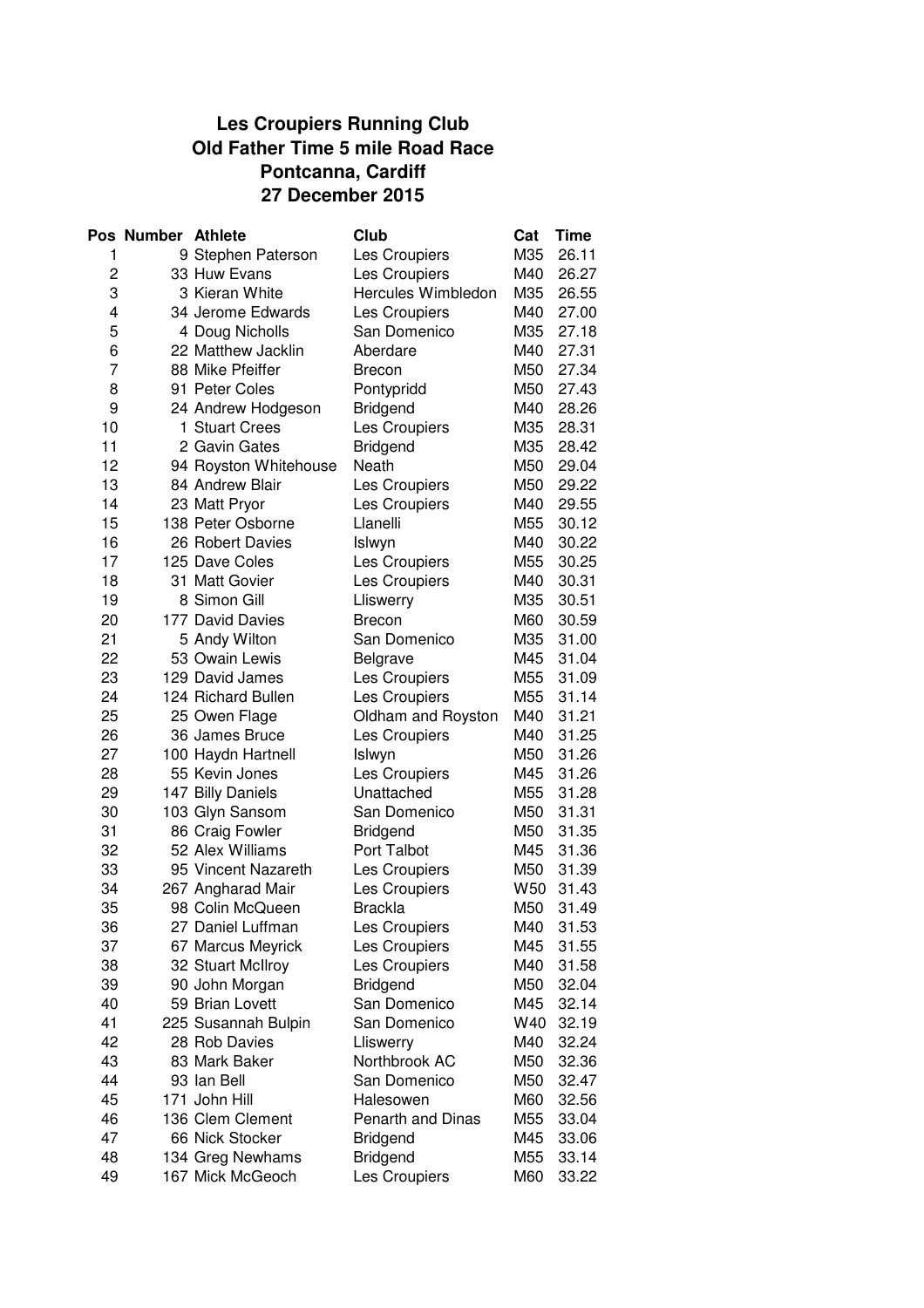**Les Croupiers Running Club**
**Old Father Time 5 mile Road Race**
**Pontcanna, Cardiff**
**27 December 2015**

| Pos | Number | Athlete | Club | Cat | Time |
|---|---|---|---|---|---|
| 1 | 9 | Stephen Paterson | Les Croupiers | M35 | 26.11 |
| 2 | 33 | Huw Evans | Les Croupiers | M40 | 26.27 |
| 3 | 3 | Kieran White | Hercules Wimbledon | M35 | 26.55 |
| 4 | 34 | Jerome Edwards | Les Croupiers | M40 | 27.00 |
| 5 | 4 | Doug Nicholls | San Domenico | M35 | 27.18 |
| 6 | 22 | Matthew Jacklin | Aberdare | M40 | 27.31 |
| 7 | 88 | Mike Pfeiffer | Brecon | M50 | 27.34 |
| 8 | 91 | Peter Coles | Pontypridd | M50 | 27.43 |
| 9 | 24 | Andrew Hodgeson | Bridgend | M40 | 28.26 |
| 10 | 1 | Stuart Crees | Les Croupiers | M35 | 28.31 |
| 11 | 2 | Gavin Gates | Bridgend | M35 | 28.42 |
| 12 | 94 | Royston Whitehouse | Neath | M50 | 29.04 |
| 13 | 84 | Andrew Blair | Les Croupiers | M50 | 29.22 |
| 14 | 23 | Matt Pryor | Les Croupiers | M40 | 29.55 |
| 15 | 138 | Peter Osborne | Llanelli | M55 | 30.12 |
| 16 | 26 | Robert Davies | Islwyn | M40 | 30.22 |
| 17 | 125 | Dave Coles | Les Croupiers | M55 | 30.25 |
| 18 | 31 | Matt Govier | Les Croupiers | M40 | 30.31 |
| 19 | 8 | Simon Gill | Lliswerry | M35 | 30.51 |
| 20 | 177 | David Davies | Brecon | M60 | 30.59 |
| 21 | 5 | Andy Wilton | San Domenico | M35 | 31.00 |
| 22 | 53 | Owain Lewis | Belgrave | M45 | 31.04 |
| 23 | 129 | David James | Les Croupiers | M55 | 31.09 |
| 24 | 124 | Richard Bullen | Les Croupiers | M55 | 31.14 |
| 25 | 25 | Owen Flage | Oldham and Royston | M40 | 31.21 |
| 26 | 36 | James Bruce | Les Croupiers | M40 | 31.25 |
| 27 | 100 | Haydn Hartnell | Islwyn | M50 | 31.26 |
| 28 | 55 | Kevin Jones | Les Croupiers | M45 | 31.26 |
| 29 | 147 | Billy Daniels | Unattached | M55 | 31.28 |
| 30 | 103 | Glyn Sansom | San Domenico | M50 | 31.31 |
| 31 | 86 | Craig Fowler | Bridgend | M50 | 31.35 |
| 32 | 52 | Alex Williams | Port Talbot | M45 | 31.36 |
| 33 | 95 | Vincent Nazareth | Les Croupiers | M50 | 31.39 |
| 34 | 267 | Angharad Mair | Les Croupiers | W50 | 31.43 |
| 35 | 98 | Colin McQueen | Brackla | M50 | 31.49 |
| 36 | 27 | Daniel Luffman | Les Croupiers | M40 | 31.53 |
| 37 | 67 | Marcus Meyrick | Les Croupiers | M45 | 31.55 |
| 38 | 32 | Stuart McIlroy | Les Croupiers | M40 | 31.58 |
| 39 | 90 | John Morgan | Bridgend | M50 | 32.04 |
| 40 | 59 | Brian Lovett | San Domenico | M45 | 32.14 |
| 41 | 225 | Susannah Bulpin | San Domenico | W40 | 32.19 |
| 42 | 28 | Rob Davies | Lliswerry | M40 | 32.24 |
| 43 | 83 | Mark Baker | Northbrook AC | M50 | 32.36 |
| 44 | 93 | Ian Bell | San Domenico | M50 | 32.47 |
| 45 | 171 | John Hill | Halesowen | M60 | 32.56 |
| 46 | 136 | Clem Clement | Penarth and Dinas | M55 | 33.04 |
| 47 | 66 | Nick Stocker | Bridgend | M45 | 33.06 |
| 48 | 134 | Greg Newhams | Bridgend | M55 | 33.14 |
| 49 | 167 | Mick McGeoch | Les Croupiers | M60 | 33.22 |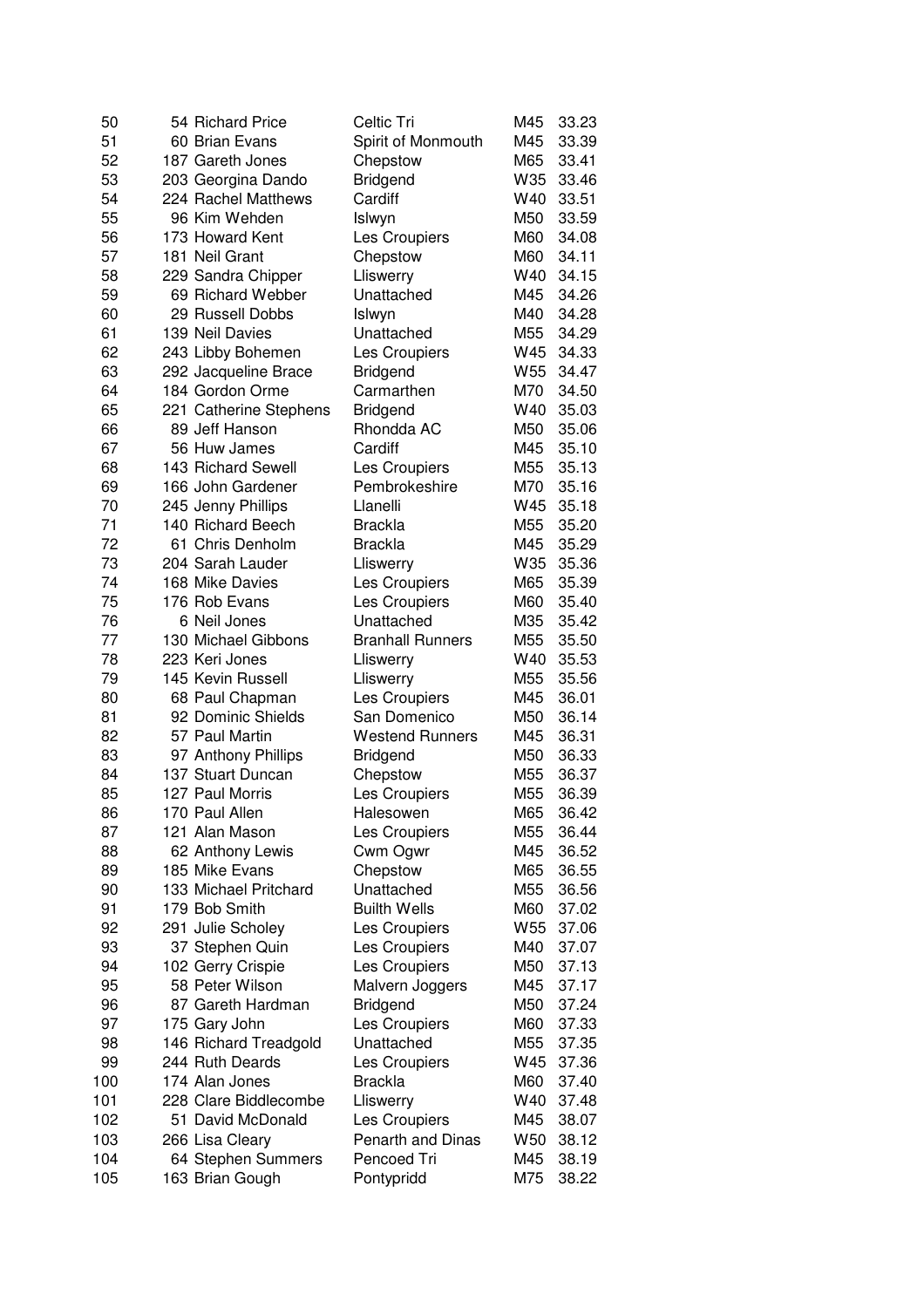| | | | | | |
|---|---|---|---|---|---|
| 50 | 54 | Richard Price | Celtic Tri | M45 | 33.23 |
| 51 | 60 | Brian Evans | Spirit of Monmouth | M45 | 33.39 |
| 52 | 187 | Gareth Jones | Chepstow | M65 | 33.41 |
| 53 | 203 | Georgina Dando | Bridgend | W35 | 33.46 |
| 54 | 224 | Rachel Matthews | Cardiff | W40 | 33.51 |
| 55 | 96 | Kim Wehden | Islwyn | M50 | 33.59 |
| 56 | 173 | Howard Kent | Les Croupiers | M60 | 34.08 |
| 57 | 181 | Neil Grant | Chepstow | M60 | 34.11 |
| 58 | 229 | Sandra Chipper | Lliswerry | W40 | 34.15 |
| 59 | 69 | Richard Webber | Unattached | M45 | 34.26 |
| 60 | 29 | Russell Dobbs | Islwyn | M40 | 34.28 |
| 61 | 139 | Neil Davies | Unattached | M55 | 34.29 |
| 62 | 243 | Libby Bohemen | Les Croupiers | W45 | 34.33 |
| 63 | 292 | Jacqueline Brace | Bridgend | W55 | 34.47 |
| 64 | 184 | Gordon Orme | Carmarthen | M70 | 34.50 |
| 65 | 221 | Catherine Stephens | Bridgend | W40 | 35.03 |
| 66 | 89 | Jeff Hanson | Rhondda AC | M50 | 35.06 |
| 67 | 56 | Huw James | Cardiff | M45 | 35.10 |
| 68 | 143 | Richard Sewell | Les Croupiers | M55 | 35.13 |
| 69 | 166 | John Gardener | Pembrokeshire | M70 | 35.16 |
| 70 | 245 | Jenny Phillips | Llanelli | W45 | 35.18 |
| 71 | 140 | Richard Beech | Brackla | M55 | 35.20 |
| 72 | 61 | Chris Denholm | Brackla | M45 | 35.29 |
| 73 | 204 | Sarah Lauder | Lliswerry | W35 | 35.36 |
| 74 | 168 | Mike Davies | Les Croupiers | M65 | 35.39 |
| 75 | 176 | Rob Evans | Les Croupiers | M60 | 35.40 |
| 76 | 6 | Neil Jones | Unattached | M35 | 35.42 |
| 77 | 130 | Michael Gibbons | Branhall Runners | M55 | 35.50 |
| 78 | 223 | Keri Jones | Lliswerry | W40 | 35.53 |
| 79 | 145 | Kevin Russell | Lliswerry | M55 | 35.56 |
| 80 | 68 | Paul Chapman | Les Croupiers | M45 | 36.01 |
| 81 | 92 | Dominic Shields | San Domenico | M50 | 36.14 |
| 82 | 57 | Paul Martin | Westend Runners | M45 | 36.31 |
| 83 | 97 | Anthony Phillips | Bridgend | M50 | 36.33 |
| 84 | 137 | Stuart Duncan | Chepstow | M55 | 36.37 |
| 85 | 127 | Paul Morris | Les Croupiers | M55 | 36.39 |
| 86 | 170 | Paul Allen | Halesowen | M65 | 36.42 |
| 87 | 121 | Alan Mason | Les Croupiers | M55 | 36.44 |
| 88 | 62 | Anthony Lewis | Cwm Ogwr | M45 | 36.52 |
| 89 | 185 | Mike Evans | Chepstow | M65 | 36.55 |
| 90 | 133 | Michael Pritchard | Unattached | M55 | 36.56 |
| 91 | 179 | Bob Smith | Builth Wells | M60 | 37.02 |
| 92 | 291 | Julie Scholey | Les Croupiers | W55 | 37.06 |
| 93 | 37 | Stephen Quin | Les Croupiers | M40 | 37.07 |
| 94 | 102 | Gerry Crispie | Les Croupiers | M50 | 37.13 |
| 95 | 58 | Peter Wilson | Malvern Joggers | M45 | 37.17 |
| 96 | 87 | Gareth Hardman | Bridgend | M50 | 37.24 |
| 97 | 175 | Gary John | Les Croupiers | M60 | 37.33 |
| 98 | 146 | Richard Treadgold | Unattached | M55 | 37.35 |
| 99 | 244 | Ruth Deards | Les Croupiers | W45 | 37.36 |
| 100 | 174 | Alan Jones | Brackla | M60 | 37.40 |
| 101 | 228 | Clare Biddlecombe | Lliswerry | W40 | 37.48 |
| 102 | 51 | David McDonald | Les Croupiers | M45 | 38.07 |
| 103 | 266 | Lisa Cleary | Penarth and Dinas | W50 | 38.12 |
| 104 | 64 | Stephen Summers | Pencoed Tri | M45 | 38.19 |
| 105 | 163 | Brian Gough | Pontypridd | M75 | 38.22 |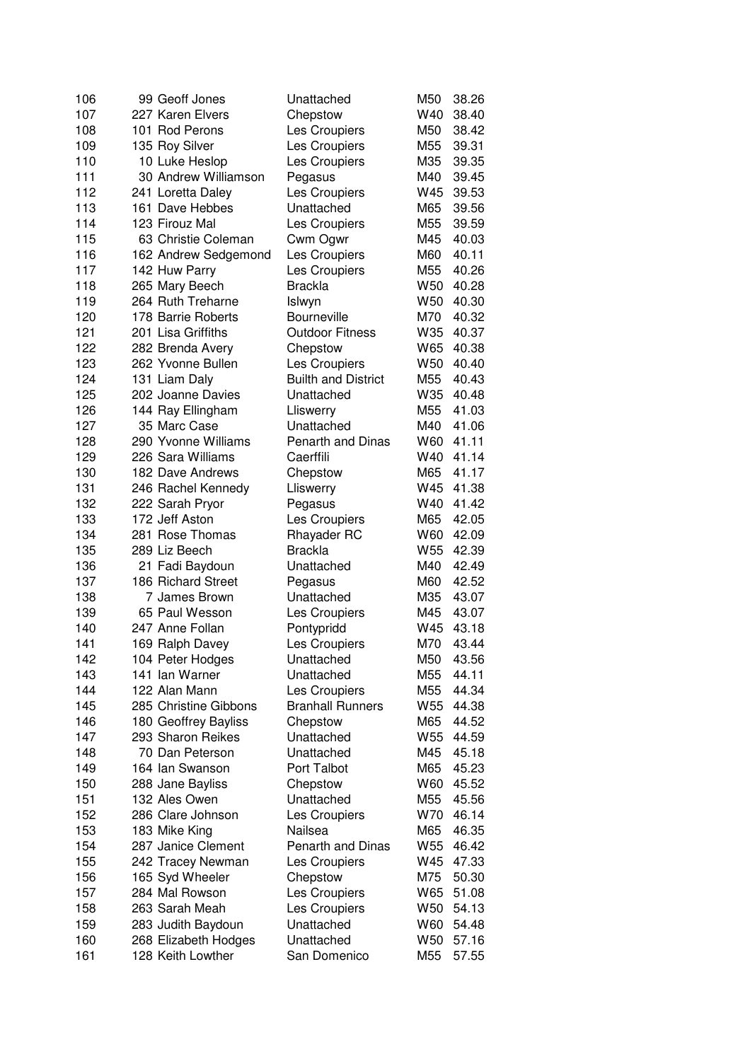| | | | | | |
|---|---|---|---|---|---|
| 106 | 99 | Geoff Jones | Unattached | M50 | 38.26 |
| 107 | 227 | Karen Elvers | Chepstow | W40 | 38.40 |
| 108 | 101 | Rod Perons | Les Croupiers | M50 | 38.42 |
| 109 | 135 | Roy Silver | Les Croupiers | M55 | 39.31 |
| 110 | 10 | Luke Heslop | Les Croupiers | M35 | 39.35 |
| 111 | 30 | Andrew Williamson | Pegasus | M40 | 39.45 |
| 112 | 241 | Loretta Daley | Les Croupiers | W45 | 39.53 |
| 113 | 161 | Dave Hebbes | Unattached | M65 | 39.56 |
| 114 | 123 | Firouz Mal | Les Croupiers | M55 | 39.59 |
| 115 | 63 | Christie Coleman | Cwm Ogwr | M45 | 40.03 |
| 116 | 162 | Andrew Sedgemond | Les Croupiers | M60 | 40.11 |
| 117 | 142 | Huw Parry | Les Croupiers | M55 | 40.26 |
| 118 | 265 | Mary Beech | Brackla | W50 | 40.28 |
| 119 | 264 | Ruth Treharne | Islwyn | W50 | 40.30 |
| 120 | 178 | Barrie Roberts | Bourneville | M70 | 40.32 |
| 121 | 201 | Lisa Griffiths | Outdoor Fitness | W35 | 40.37 |
| 122 | 282 | Brenda Avery | Chepstow | W65 | 40.38 |
| 123 | 262 | Yvonne Bullen | Les Croupiers | W50 | 40.40 |
| 124 | 131 | Liam Daly | Builth and District | M55 | 40.43 |
| 125 | 202 | Joanne Davies | Unattached | W35 | 40.48 |
| 126 | 144 | Ray Ellingham | Lliswerry | M55 | 41.03 |
| 127 | 35 | Marc Case | Unattached | M40 | 41.06 |
| 128 | 290 | Yvonne Williams | Penarth and Dinas | W60 | 41.11 |
| 129 | 226 | Sara Williams | Caerffili | W40 | 41.14 |
| 130 | 182 | Dave Andrews | Chepstow | M65 | 41.17 |
| 131 | 246 | Rachel Kennedy | Lliswerry | W45 | 41.38 |
| 132 | 222 | Sarah Pryor | Pegasus | W40 | 41.42 |
| 133 | 172 | Jeff Aston | Les Croupiers | M65 | 42.05 |
| 134 | 281 | Rose Thomas | Rhayader RC | W60 | 42.09 |
| 135 | 289 | Liz Beech | Brackla | W55 | 42.39 |
| 136 | 21 | Fadi Baydoun | Unattached | M40 | 42.49 |
| 137 | 186 | Richard Street | Pegasus | M60 | 42.52 |
| 138 | 7 | James Brown | Unattached | M35 | 43.07 |
| 139 | 65 | Paul Wesson | Les Croupiers | M45 | 43.07 |
| 140 | 247 | Anne Follan | Pontypridd | W45 | 43.18 |
| 141 | 169 | Ralph Davey | Les Croupiers | M70 | 43.44 |
| 142 | 104 | Peter Hodges | Unattached | M50 | 43.56 |
| 143 | 141 | Ian Warner | Unattached | M55 | 44.11 |
| 144 | 122 | Alan Mann | Les Croupiers | M55 | 44.34 |
| 145 | 285 | Christine Gibbons | Branhall Runners | W55 | 44.38 |
| 146 | 180 | Geoffrey Bayliss | Chepstow | M65 | 44.52 |
| 147 | 293 | Sharon Reikes | Unattached | W55 | 44.59 |
| 148 | 70 | Dan Peterson | Unattached | M45 | 45.18 |
| 149 | 164 | Ian Swanson | Port Talbot | M65 | 45.23 |
| 150 | 288 | Jane Bayliss | Chepstow | W60 | 45.52 |
| 151 | 132 | Ales Owen | Unattached | M55 | 45.56 |
| 152 | 286 | Clare Johnson | Les Croupiers | W70 | 46.14 |
| 153 | 183 | Mike King | Nailsea | M65 | 46.35 |
| 154 | 287 | Janice Clement | Penarth and Dinas | W55 | 46.42 |
| 155 | 242 | Tracey Newman | Les Croupiers | W45 | 47.33 |
| 156 | 165 | Syd Wheeler | Chepstow | M75 | 50.30 |
| 157 | 284 | Mal Rowson | Les Croupiers | W65 | 51.08 |
| 158 | 263 | Sarah Meah | Les Croupiers | W50 | 54.13 |
| 159 | 283 | Judith Baydoun | Unattached | W60 | 54.48 |
| 160 | 268 | Elizabeth Hodges | Unattached | W50 | 57.16 |
| 161 | 128 | Keith Lowther | San Domenico | M55 | 57.55 |